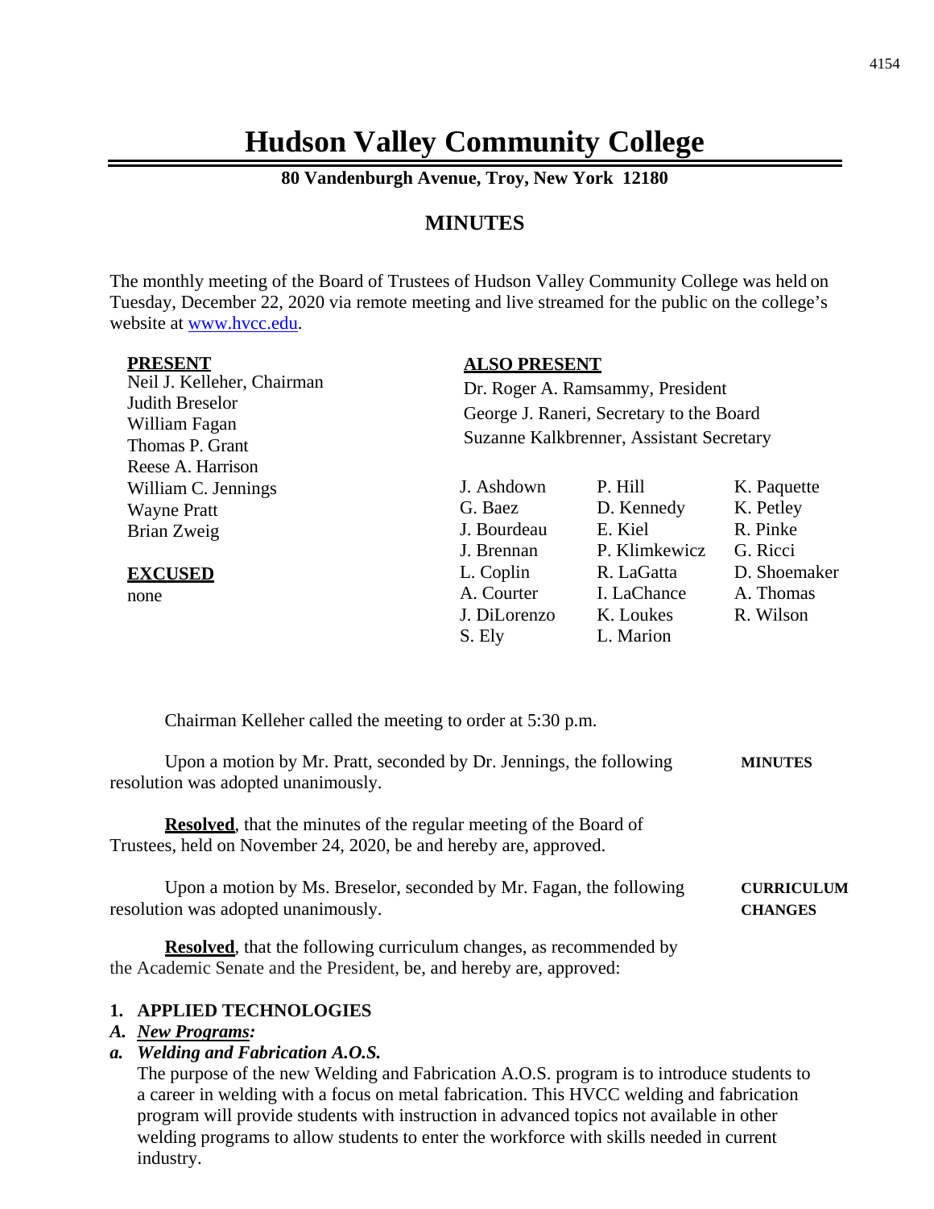# Hudson Valley Community College

**80 Vandenburgh Avenue, Troy, New York 12180**

## MINUTES

The monthly meeting of the Board of Trustees of Hudson Valley Community College was held on Tuesday, December 22, 2020 via remote meeting and live streamed for the public on the college's website at www.hvcc.edu.

**PRESENT**

Neil J. Kelleher, Chairman
Judith Breselor
William Fagan
Thomas P. Grant
Reese A. Harrison
William C. Jennings
Wayne Pratt
Brian Zweig

**EXCUSED**

none

**ALSO PRESENT**

Dr. Roger A. Ramsammy, President
George J. Raneri, Secretary to the Board
Suzanne Kalkbrenner, Assistant Secretary

J. Ashdown, G. Baez, J. Bourdeau, J. Brennan, L. Coplin, A. Courter, J. DiLorenzo, S. Ely, P. Hill, D. Kennedy, E. Kiel, P. Klimkewicz, R. LaGatta, I. LaChance, K. Loukes, L. Marion, K. Paquette, K. Petley, R. Pinke, G. Ricci, D. Shoemaker, A. Thomas, R. Wilson

Chairman Kelleher called the meeting to order at 5:30 p.m.

**MINUTES**

Upon a motion by Mr. Pratt, seconded by Dr. Jennings, the following resolution was adopted unanimously.

**Resolved**, that the minutes of the regular meeting of the Board of Trustees, held on November 24, 2020, be and hereby are, approved.

**CURRICULUM CHANGES**

Upon a motion by Ms. Breselor, seconded by Mr. Fagan, the following resolution was adopted unanimously.

**Resolved**, that the following curriculum changes, as recommended by the Academic Senate and the President, be, and hereby are, approved:

**1. APPLIED TECHNOLOGIES**

***A. New Programs:***

***a. Welding and Fabrication A.O.S.***

The purpose of the new Welding and Fabrication A.O.S. program is to introduce students to a career in welding with a focus on metal fabrication. This HVCC welding and fabrication program will provide students with instruction in advanced topics not available in other welding programs to allow students to enter the workforce with skills needed in current industry.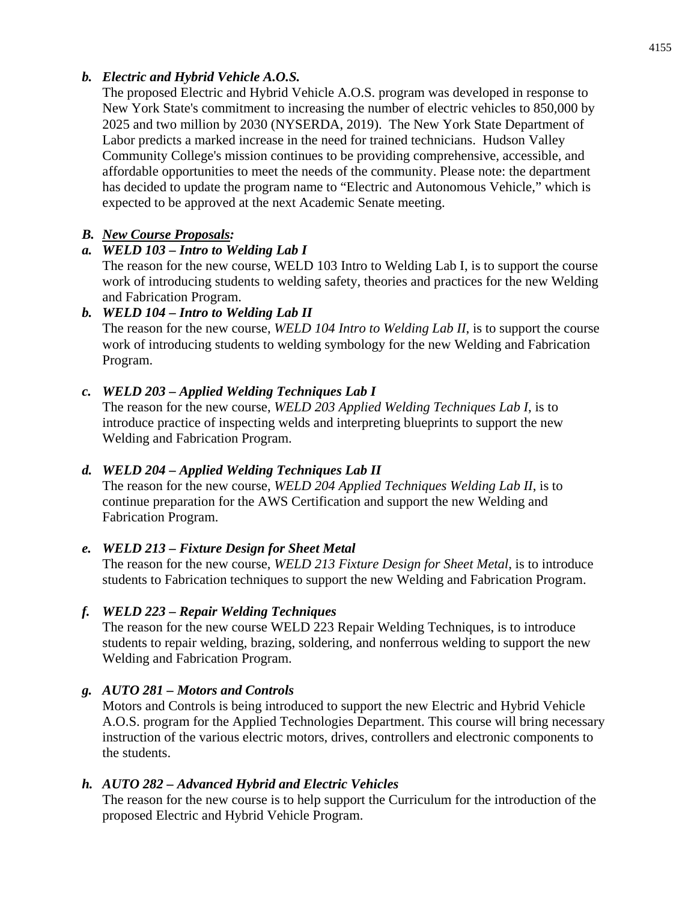***b. Electric and Hybrid Vehicle A.O.S.***

The proposed Electric and Hybrid Vehicle A.O.S. program was developed in response to New York State's commitment to increasing the number of electric vehicles to 850,000 by 2025 and two million by 2030 (NYSERDA, 2019). The New York State Department of Labor predicts a marked increase in the need for trained technicians. Hudson Valley Community College's mission continues to be providing comprehensive, accessible, and affordable opportunities to meet the needs of the community. Please note: the department has decided to update the program name to "Electric and Autonomous Vehicle," which is expected to be approved at the next Academic Senate meeting.

***B. <u>New Course Proposals</u>:***

***a. WELD 103 – Intro to Welding Lab I***

The reason for the new course, WELD 103 Intro to Welding Lab I, is to support the course work of introducing students to welding safety, theories and practices for the new Welding and Fabrication Program.

***b. WELD 104 – Intro to Welding Lab II***

The reason for the new course, *WELD 104 Intro to Welding Lab II*, is to support the course work of introducing students to welding symbology for the new Welding and Fabrication Program.

***c. WELD 203 – Applied Welding Techniques Lab I***

The reason for the new course, *WELD 203 Applied Welding Techniques Lab I*, is to introduce practice of inspecting welds and interpreting blueprints to support the new Welding and Fabrication Program.

***d. WELD 204 – Applied Welding Techniques Lab II***

The reason for the new course, *WELD 204 Applied Techniques Welding Lab II*, is to continue preparation for the AWS Certification and support the new Welding and Fabrication Program.

***e. WELD 213 – Fixture Design for Sheet Metal***

The reason for the new course, *WELD 213 Fixture Design for Sheet Metal*, is to introduce students to Fabrication techniques to support the new Welding and Fabrication Program.

***f. WELD 223 – Repair Welding Techniques***

The reason for the new course WELD 223 Repair Welding Techniques, is to introduce students to repair welding, brazing, soldering, and nonferrous welding to support the new Welding and Fabrication Program.

***g. AUTO 281 – Motors and Controls***

Motors and Controls is being introduced to support the new Electric and Hybrid Vehicle A.O.S. program for the Applied Technologies Department. This course will bring necessary instruction of the various electric motors, drives, controllers and electronic components to the students.

***h. AUTO 282 – Advanced Hybrid and Electric Vehicles***

The reason for the new course is to help support the Curriculum for the introduction of the proposed Electric and Hybrid Vehicle Program.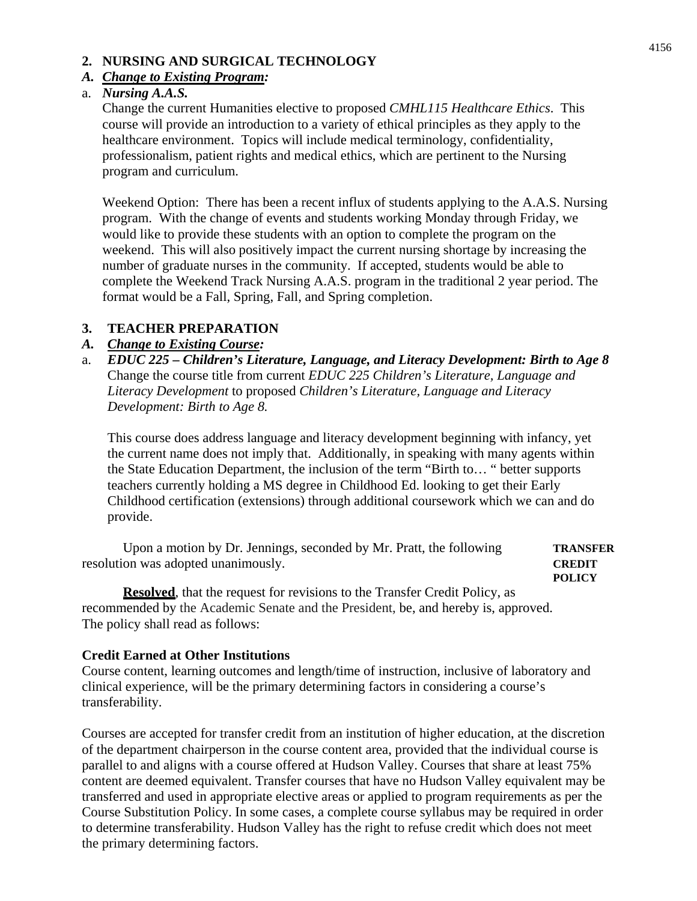## 2. NURSING AND SURGICAL TECHNOLOGY

### A. *Change to Existing Program:*

a. ***Nursing A.A.S.***

Change the current Humanities elective to proposed *CMHL115 Healthcare Ethics*. This course will provide an introduction to a variety of ethical principles as they apply to the healthcare environment. Topics will include medical terminology, confidentiality, professionalism, patient rights and medical ethics, which are pertinent to the Nursing program and curriculum.

Weekend Option: There has been a recent influx of students applying to the A.A.S. Nursing program. With the change of events and students working Monday through Friday, we would like to provide these students with an option to complete the program on the weekend. This will also positively impact the current nursing shortage by increasing the number of graduate nurses in the community. If accepted, students would be able to complete the Weekend Track Nursing A.A.S. program in the traditional 2 year period. The format would be a Fall, Spring, Fall, and Spring completion.

## 3. TEACHER PREPARATION

### A. *Change to Existing Course:*

a. ***EDUC 225 – Children's Literature, Language, and Literacy Development: Birth to Age 8***

Change the course title from current *EDUC 225 Children's Literature, Language and Literacy Development* to proposed *Children's Literature, Language and Literacy Development: Birth to Age 8.*

This course does address language and literacy development beginning with infancy, yet the current name does not imply that. Additionally, in speaking with many agents within the State Education Department, the inclusion of the term "Birth to… " better supports teachers currently holding a MS degree in Childhood Ed. looking to get their Early Childhood certification (extensions) through additional coursework which we can and do provide.

**TRANSFER CREDIT POLICY**

Upon a motion by Dr. Jennings, seconded by Mr. Pratt, the following resolution was adopted unanimously.

**Resolved**, that the request for revisions to the Transfer Credit Policy, as recommended by the Academic Senate and the President, be, and hereby is, approved. The policy shall read as follows:

**Credit Earned at Other Institutions**

Course content, learning outcomes and length/time of instruction, inclusive of laboratory and clinical experience, will be the primary determining factors in considering a course's transferability.

Courses are accepted for transfer credit from an institution of higher education, at the discretion of the department chairperson in the course content area, provided that the individual course is parallel to and aligns with a course offered at Hudson Valley. Courses that share at least 75% content are deemed equivalent. Transfer courses that have no Hudson Valley equivalent may be transferred and used in appropriate elective areas or applied to program requirements as per the Course Substitution Policy. In some cases, a complete course syllabus may be required in order to determine transferability. Hudson Valley has the right to refuse credit which does not meet the primary determining factors.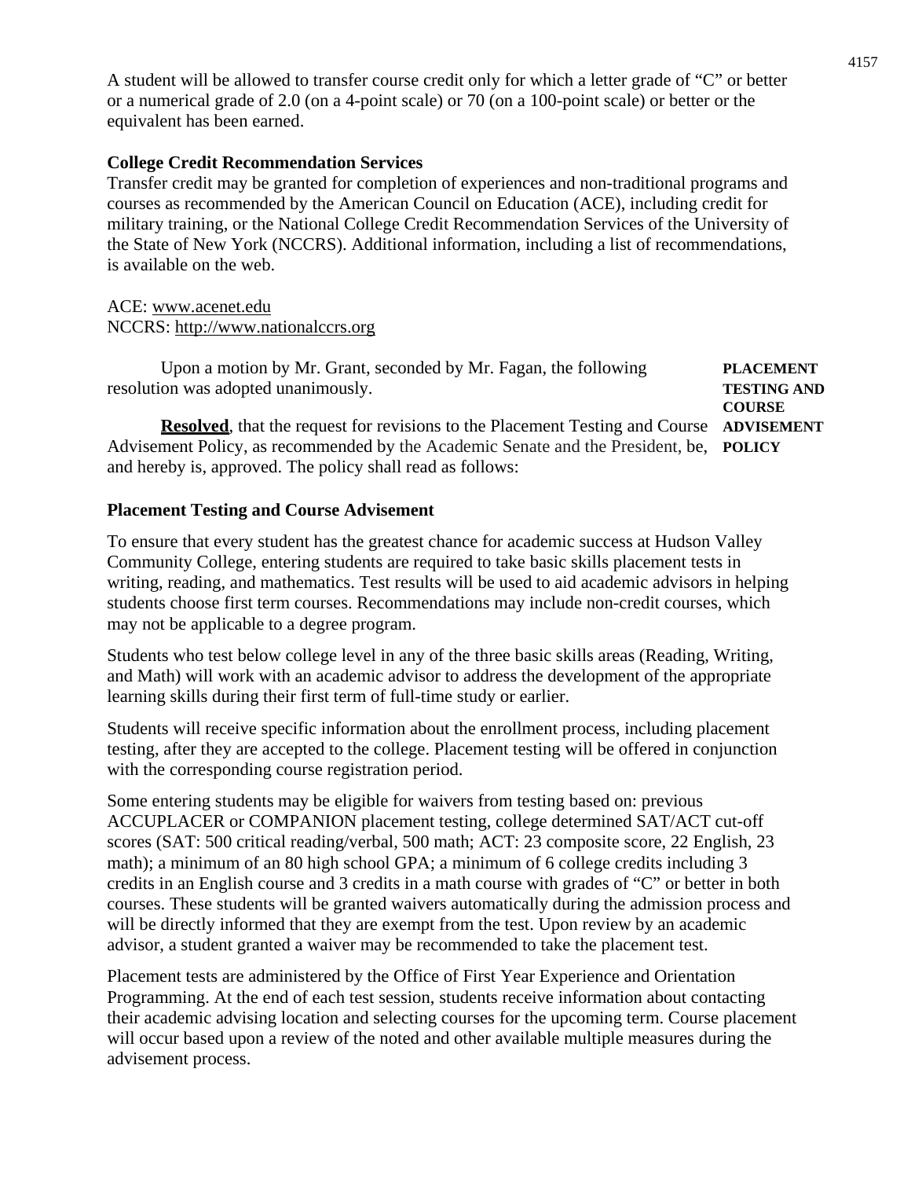A student will be allowed to transfer course credit only for which a letter grade of "C" or better or a numerical grade of 2.0 (on a 4-point scale) or 70 (on a 100-point scale) or better or the equivalent has been earned.

**College Credit Recommendation Services**

Transfer credit may be granted for completion of experiences and non-traditional programs and courses as recommended by the American Council on Education (ACE), including credit for military training, or the National College Credit Recommendation Services of the University of the State of New York (NCCRS). Additional information, including a list of recommendations, is available on the web.

ACE: www.acenet.edu
NCCRS: http://www.nationalccrs.org

**PLACEMENT TESTING AND COURSE ADVISEMENT POLICY**

Upon a motion by Mr. Grant, seconded by Mr. Fagan, the following resolution was adopted unanimously.

**Resolved**, that the request for revisions to the Placement Testing and Course Advisement Policy, as recommended by the Academic Senate and the President, be, and hereby is, approved. The policy shall read as follows:

**Placement Testing and Course Advisement**

To ensure that every student has the greatest chance for academic success at Hudson Valley Community College, entering students are required to take basic skills placement tests in writing, reading, and mathematics. Test results will be used to aid academic advisors in helping students choose first term courses. Recommendations may include non-credit courses, which may not be applicable to a degree program.

Students who test below college level in any of the three basic skills areas (Reading, Writing, and Math) will work with an academic advisor to address the development of the appropriate learning skills during their first term of full-time study or earlier.

Students will receive specific information about the enrollment process, including placement testing, after they are accepted to the college. Placement testing will be offered in conjunction with the corresponding course registration period.

Some entering students may be eligible for waivers from testing based on: previous ACCUPLACER or COMPANION placement testing, college determined SAT/ACT cut-off scores (SAT: 500 critical reading/verbal, 500 math; ACT: 23 composite score, 22 English, 23 math); a minimum of an 80 high school GPA; a minimum of 6 college credits including 3 credits in an English course and 3 credits in a math course with grades of "C" or better in both courses. These students will be granted waivers automatically during the admission process and will be directly informed that they are exempt from the test. Upon review by an academic advisor, a student granted a waiver may be recommended to take the placement test.

Placement tests are administered by the Office of First Year Experience and Orientation Programming. At the end of each test session, students receive information about contacting their academic advising location and selecting courses for the upcoming term. Course placement will occur based upon a review of the noted and other available multiple measures during the advisement process.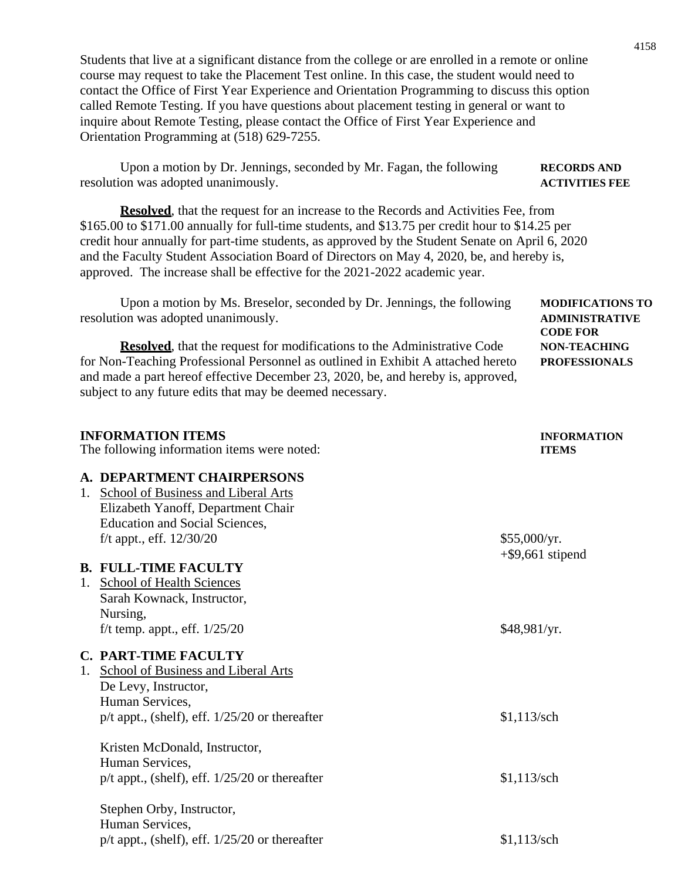Students that live at a significant distance from the college or are enrolled in a remote or online course may request to take the Placement Test online. In this case, the student would need to contact the Office of First Year Experience and Orientation Programming to discuss this option called Remote Testing. If you have questions about placement testing in general or want to inquire about Remote Testing, please contact the Office of First Year Experience and Orientation Programming at (518) 629-7255.

**RECORDS AND ACTIVITIES FEE**

Upon a motion by Dr. Jennings, seconded by Mr. Fagan, the following resolution was adopted unanimously.

**Resolved**, that the request for an increase to the Records and Activities Fee, from $165.00 to $171.00 annually for full-time students, and $13.75 per credit hour to $14.25 per credit hour annually for part-time students, as approved by the Student Senate on April 6, 2020 and the Faculty Student Association Board of Directors on May 4, 2020, be, and hereby is, approved. The increase shall be effective for the 2021-2022 academic year.

**MODIFICATIONS TO ADMINISTRATIVE CODE FOR NON-TEACHING PROFESSIONALS**

Upon a motion by Ms. Breselor, seconded by Dr. Jennings, the following resolution was adopted unanimously.

**Resolved**, that the request for modifications to the Administrative Code for Non-Teaching Professional Personnel as outlined in Exhibit A attached hereto and made a part hereof effective December 23, 2020, be, and hereby is, approved, subject to any future edits that may be deemed necessary.

## INFORMATION ITEMS

**INFORMATION ITEMS**

The following information items were noted:

### A. DEPARTMENT CHAIRPERSONS

1. School of Business and Liberal Arts
   Elizabeth Yanoff, Department Chair
   Education and Social Sciences,
   f/t appt., eff. 12/30/20 — $55,000/yr. +$9,661 stipend

### B. FULL-TIME FACULTY

1. School of Health Sciences
   Sarah Kownack, Instructor,
   Nursing,
   f/t temp. appt., eff. 1/25/20 — $48,981/yr.

### C. PART-TIME FACULTY

1. School of Business and Liberal Arts
   De Levy, Instructor,
   Human Services,
   p/t appt., (shelf), eff. 1/25/20 or thereafter — $1,113/sch

   Kristen McDonald, Instructor,
   Human Services,
   p/t appt., (shelf), eff. 1/25/20 or thereafter — $1,113/sch

   Stephen Orby, Instructor,
   Human Services,
   p/t appt., (shelf), eff. 1/25/20 or thereafter — $1,113/sch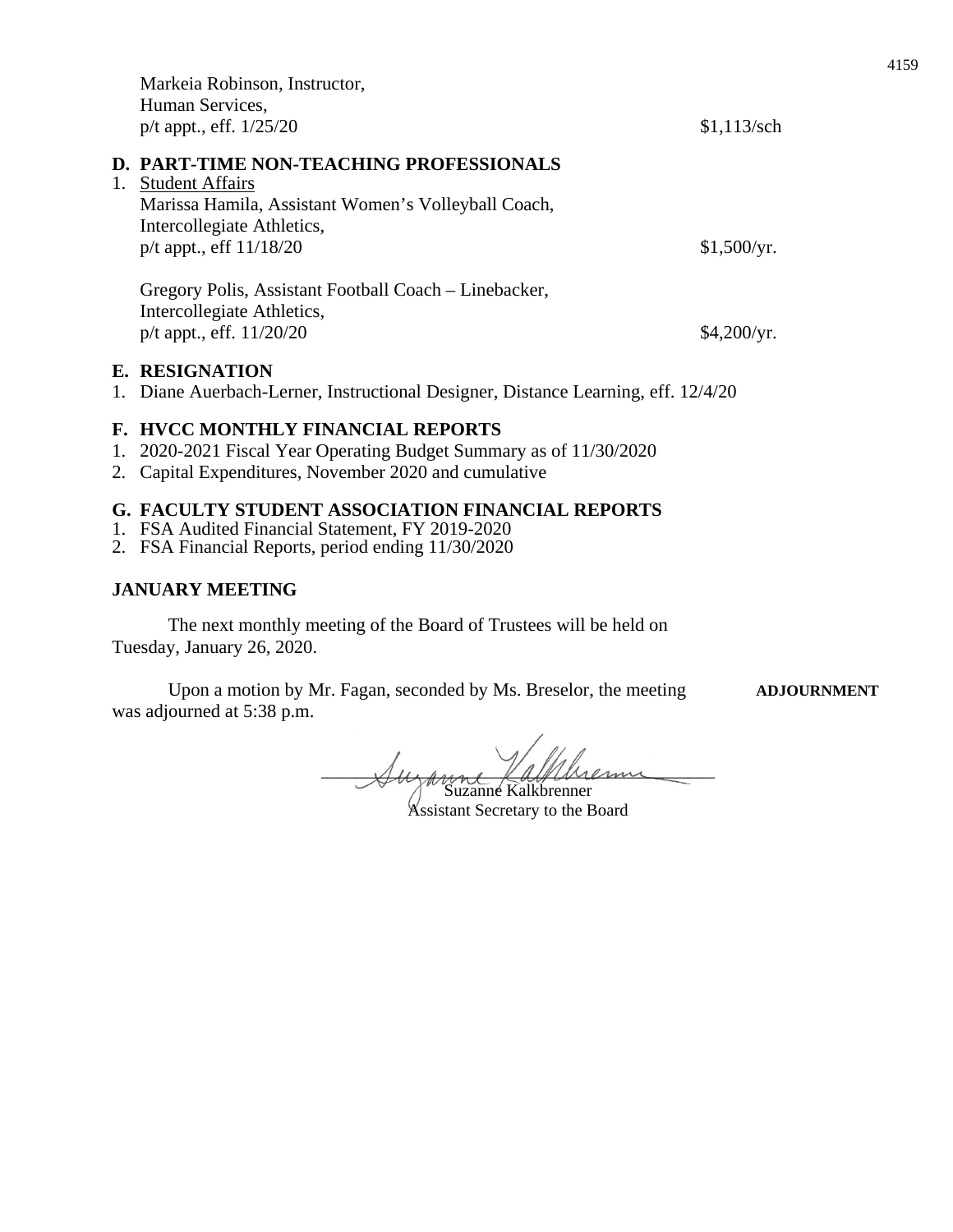Markeia Robinson, Instructor,
Human Services,
p/t appt., eff. 1/25/20 $1,113/sch

**D. PART-TIME NON-TEACHING PROFESSIONALS**

1. Student Affairs

   Marissa Hamila, Assistant Women's Volleyball Coach,
   Intercollegiate Athletics,
   p/t appt., eff 11/18/20 $1,500/yr.

   Gregory Polis, Assistant Football Coach – Linebacker,
   Intercollegiate Athletics,
   p/t appt., eff. 11/20/20 $4,200/yr.

**E. RESIGNATION**

1. Diane Auerbach-Lerner, Instructional Designer, Distance Learning, eff. 12/4/20

**F. HVCC MONTHLY FINANCIAL REPORTS**

1. 2020-2021 Fiscal Year Operating Budget Summary as of 11/30/2020
2. Capital Expenditures, November 2020 and cumulative

**G. FACULTY STUDENT ASSOCIATION FINANCIAL REPORTS**

1. FSA Audited Financial Statement, FY 2019-2020
2. FSA Financial Reports, period ending 11/30/2020

**JANUARY MEETING**

The next monthly meeting of the Board of Trustees will be held on Tuesday, January 26, 2020.

**ADJOURNMENT**

Upon a motion by Mr. Fagan, seconded by Ms. Breselor, the meeting was adjourned at 5:38 p.m.

Suzanne Kalkbrenner
Assistant Secretary to the Board